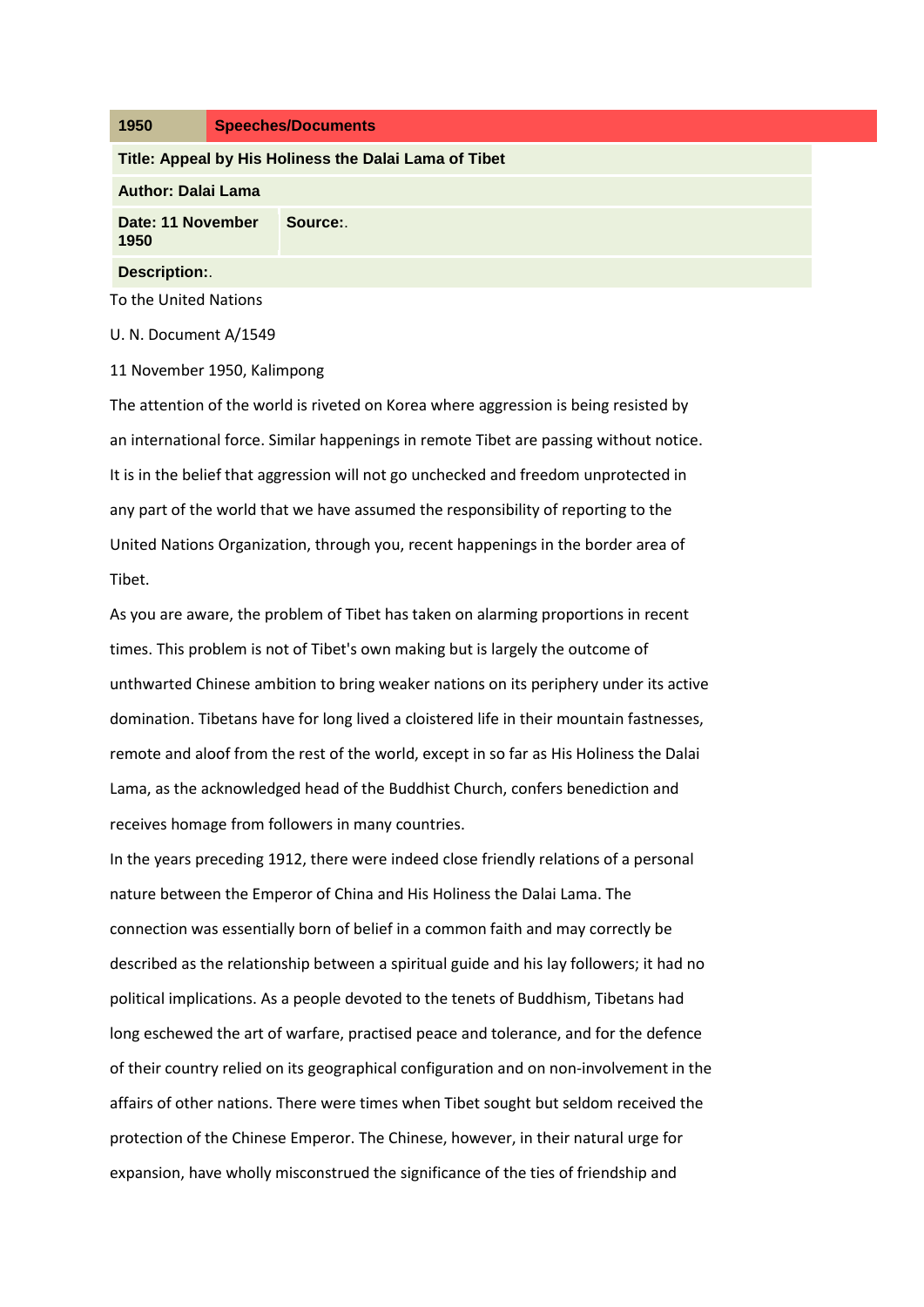| 1950 | Speeches/Documents |
| --- | --- |
| **Title: Appeal by His Holiness the Dalai Lama of Tibet** | |
| **Author: Dalai Lama** | |
| **Date: 11 November 1950** | **Source:**. |
| **Description:**. | |

To the United Nations

U. N. Document A/1549

11 November 1950, Kalimpong

The attention of the world is riveted on Korea where aggression is being resisted by an international force. Similar happenings in remote Tibet are passing without notice. It is in the belief that aggression will not go unchecked and freedom unprotected in any part of the world that we have assumed the responsibility of reporting to the United Nations Organization, through you, recent happenings in the border area of Tibet.

As you are aware, the problem of Tibet has taken on alarming proportions in recent times. This problem is not of Tibet's own making but is largely the outcome of unthwarted Chinese ambition to bring weaker nations on its periphery under its active domination. Tibetans have for long lived a cloistered life in their mountain fastnesses, remote and aloof from the rest of the world, except in so far as His Holiness the Dalai Lama, as the acknowledged head of the Buddhist Church, confers benediction and receives homage from followers in many countries.

In the years preceding 1912, there were indeed close friendly relations of a personal nature between the Emperor of China and His Holiness the Dalai Lama. The connection was essentially born of belief in a common faith and may correctly be described as the relationship between a spiritual guide and his lay followers; it had no political implications. As a people devoted to the tenets of Buddhism, Tibetans had long eschewed the art of warfare, practised peace and tolerance, and for the defence of their country relied on its geographical configuration and on non-involvement in the affairs of other nations. There were times when Tibet sought but seldom received the protection of the Chinese Emperor. The Chinese, however, in their natural urge for expansion, have wholly misconstrued the significance of the ties of friendship and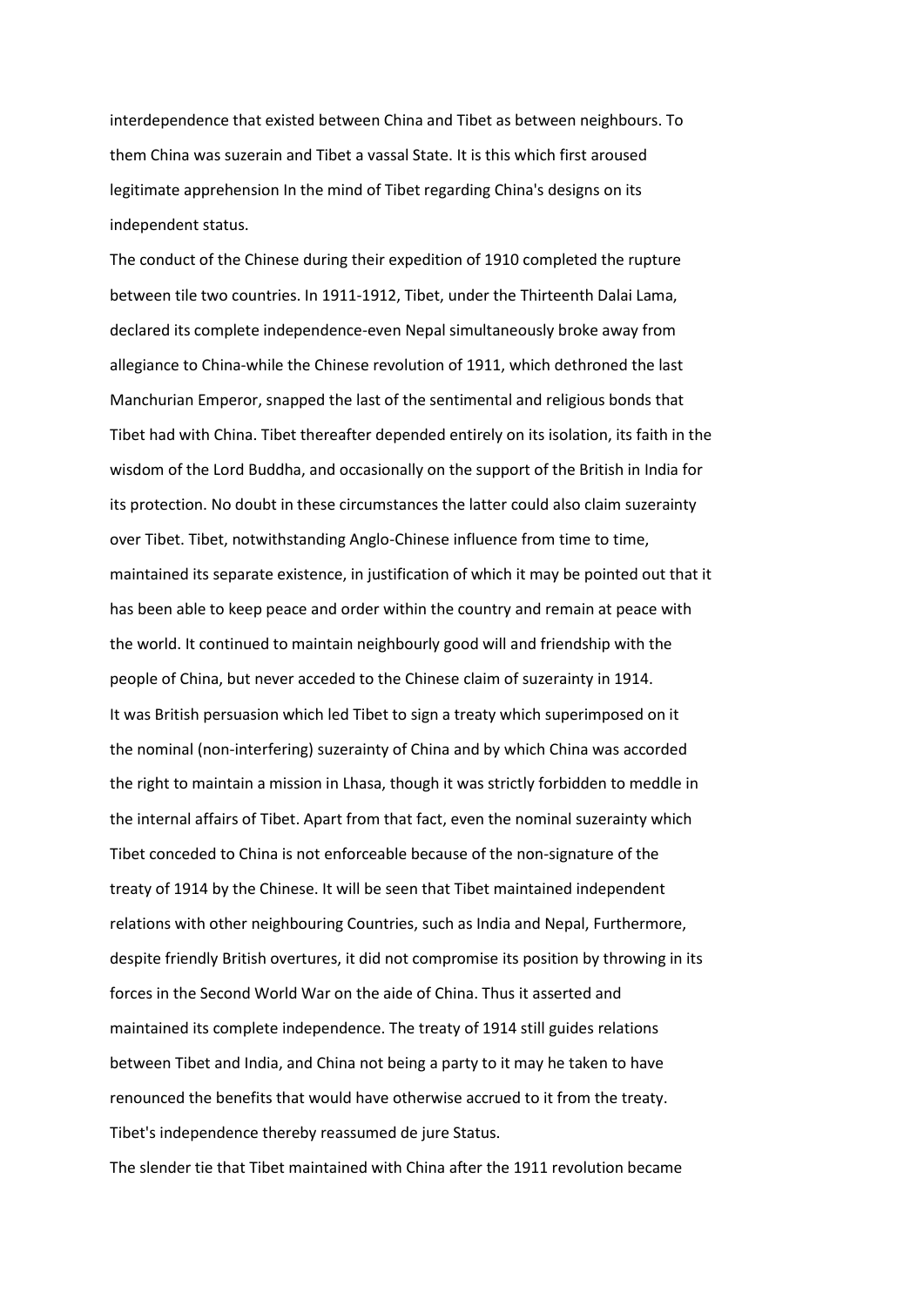interdependence that existed between China and Tibet as between neighbours. To them China was suzerain and Tibet a vassal State. It is this which first aroused legitimate apprehension In the mind of Tibet regarding China's designs on its independent status.

The conduct of the Chinese during their expedition of 1910 completed the rupture between tile two countries. In 1911-1912, Tibet, under the Thirteenth Dalai Lama, declared its complete independence-even Nepal simultaneously broke away from allegiance to China-while the Chinese revolution of 1911, which dethroned the last Manchurian Emperor, snapped the last of the sentimental and religious bonds that Tibet had with China. Tibet thereafter depended entirely on its isolation, its faith in the wisdom of the Lord Buddha, and occasionally on the support of the British in India for its protection. No doubt in these circumstances the latter could also claim suzerainty over Tibet. Tibet, notwithstanding Anglo-Chinese influence from time to time, maintained its separate existence, in justification of which it may be pointed out that it has been able to keep peace and order within the country and remain at peace with the world. It continued to maintain neighbourly good will and friendship with the people of China, but never acceded to the Chinese claim of suzerainty in 1914.

It was British persuasion which led Tibet to sign a treaty which superimposed on it the nominal (non-interfering) suzerainty of China and by which China was accorded the right to maintain a mission in Lhasa, though it was strictly forbidden to meddle in the internal affairs of Tibet. Apart from that fact, even the nominal suzerainty which Tibet conceded to China is not enforceable because of the non-signature of the treaty of 1914 by the Chinese. It will be seen that Tibet maintained independent relations with other neighbouring Countries, such as India and Nepal, Furthermore, despite friendly British overtures, it did not compromise its position by throwing in its forces in the Second World War on the aide of China. Thus it asserted and maintained its complete independence. The treaty of 1914 still guides relations between Tibet and India, and China not being a party to it may he taken to have renounced the benefits that would have otherwise accrued to it from the treaty. Tibet's independence thereby reassumed de jure Status.

The slender tie that Tibet maintained with China after the 1911 revolution became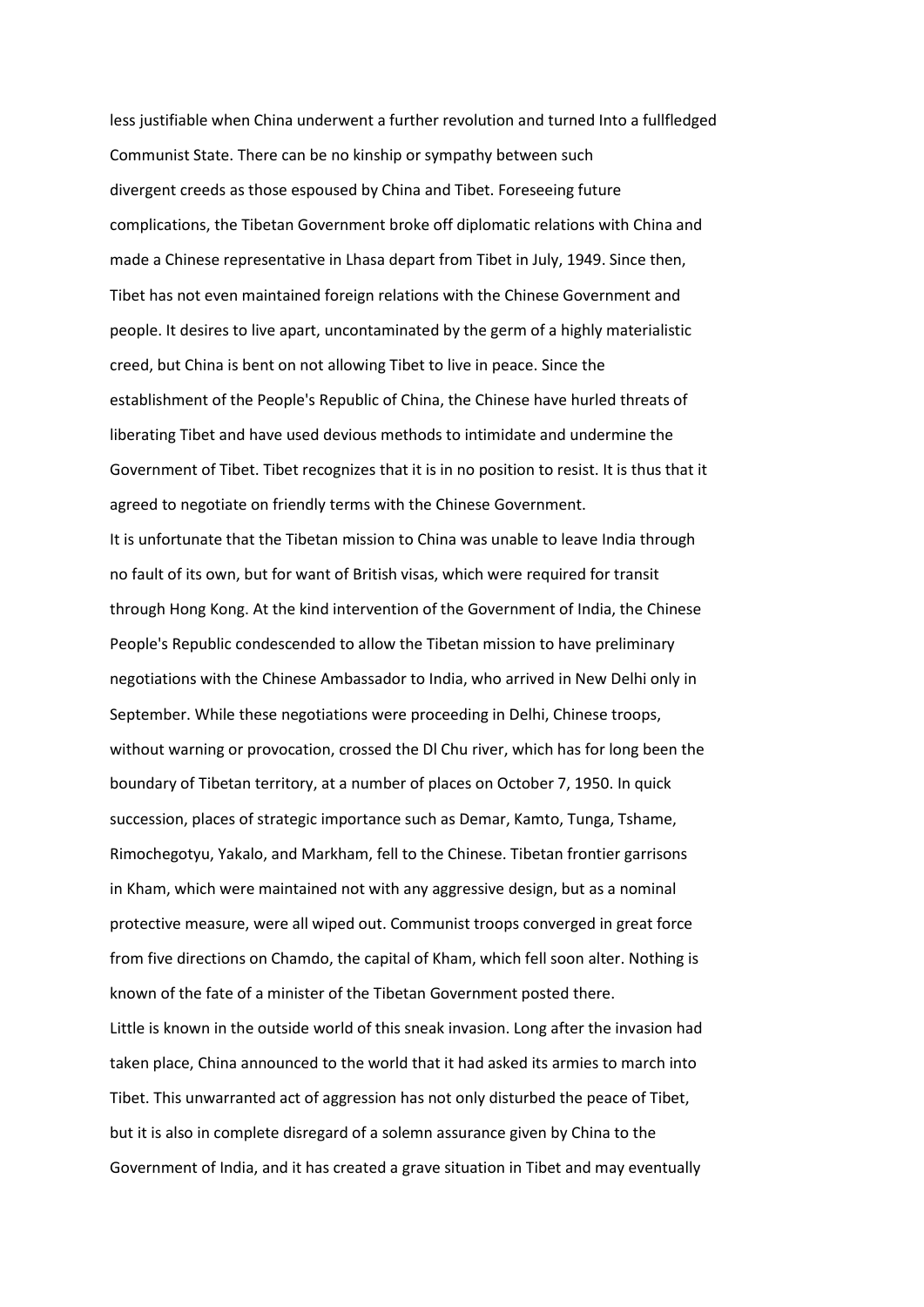less justifiable when China underwent a further revolution and turned Into a fullfledged Communist State. There can be no kinship or sympathy between such divergent creeds as those espoused by China and Tibet. Foreseeing future complications, the Tibetan Government broke off diplomatic relations with China and made a Chinese representative in Lhasa depart from Tibet in July, 1949. Since then, Tibet has not even maintained foreign relations with the Chinese Government and people. It desires to live apart, uncontaminated by the germ of a highly materialistic creed, but China is bent on not allowing Tibet to live in peace. Since the establishment of the People's Republic of China, the Chinese have hurled threats of liberating Tibet and have used devious methods to intimidate and undermine the Government of Tibet. Tibet recognizes that it is in no position to resist. It is thus that it agreed to negotiate on friendly terms with the Chinese Government.

It is unfortunate that the Tibetan mission to China was unable to leave India through no fault of its own, but for want of British visas, which were required for transit through Hong Kong. At the kind intervention of the Government of India, the Chinese People's Republic condescended to allow the Tibetan mission to have preliminary negotiations with the Chinese Ambassador to India, who arrived in New Delhi only in September. While these negotiations were proceeding in Delhi, Chinese troops, without warning or provocation, crossed the Dl Chu river, which has for long been the boundary of Tibetan territory, at a number of places on October 7, 1950. In quick succession, places of strategic importance such as Demar, Kamto, Tunga, Tshame, Rimochegotyu, Yakalo, and Markham, fell to the Chinese. Tibetan frontier garrisons in Kham, which were maintained not with any aggressive design, but as a nominal protective measure, were all wiped out. Communist troops converged in great force from five directions on Chamdo, the capital of Kham, which fell soon alter. Nothing is known of the fate of a minister of the Tibetan Government posted there.

Little is known in the outside world of this sneak invasion. Long after the invasion had taken place, China announced to the world that it had asked its armies to march into Tibet. This unwarranted act of aggression has not only disturbed the peace of Tibet, but it is also in complete disregard of a solemn assurance given by China to the Government of India, and it has created a grave situation in Tibet and may eventually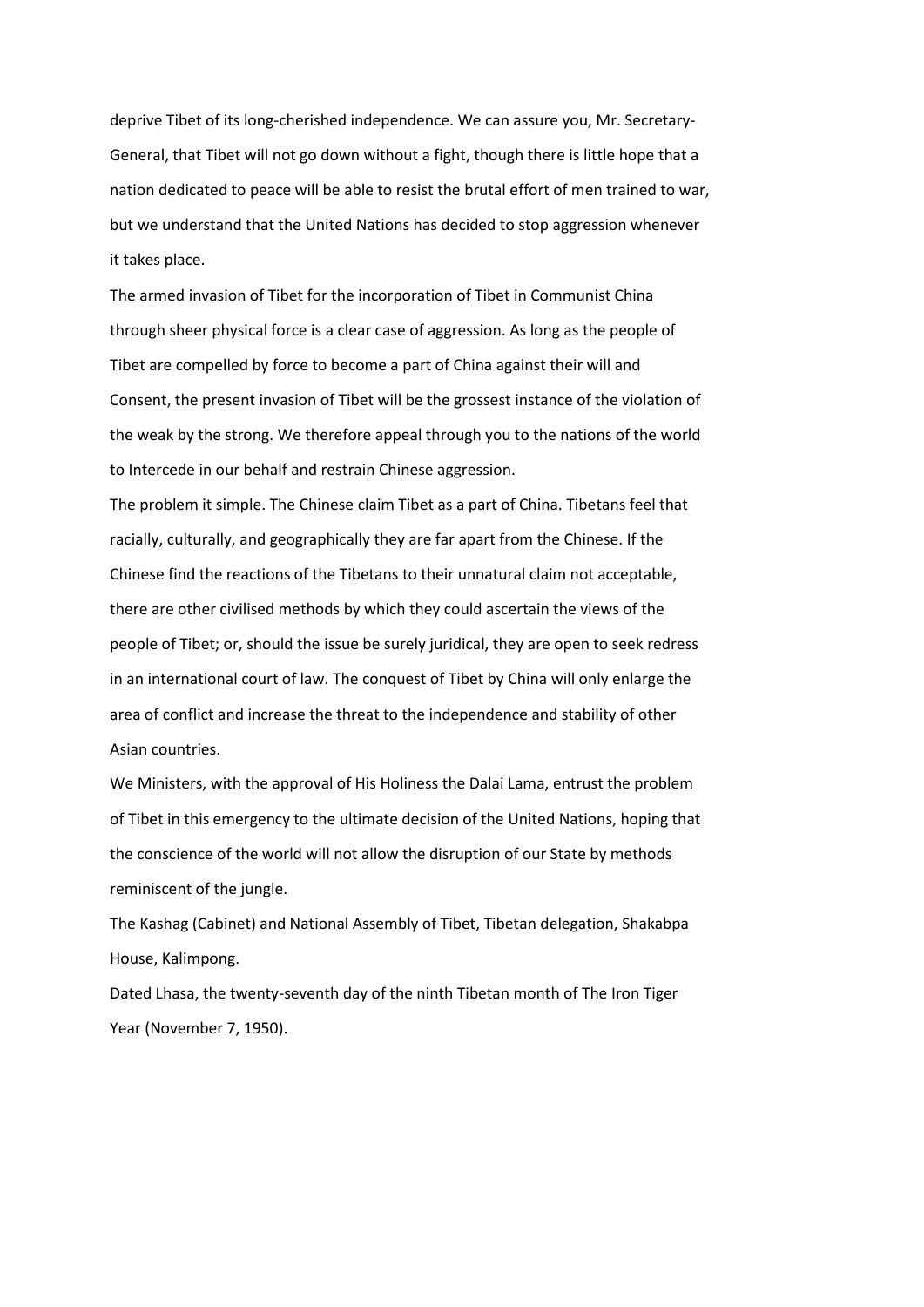deprive Tibet of its long-cherished independence. We can assure you, Mr. Secretary-General, that Tibet will not go down without a fight, though there is little hope that a nation dedicated to peace will be able to resist the brutal effort of men trained to war, but we understand that the United Nations has decided to stop aggression whenever it takes place.

The armed invasion of Tibet for the incorporation of Tibet in Communist China through sheer physical force is a clear case of aggression. As long as the people of Tibet are compelled by force to become a part of China against their will and Consent, the present invasion of Tibet will be the grossest instance of the violation of the weak by the strong. We therefore appeal through you to the nations of the world to Intercede in our behalf and restrain Chinese aggression.

The problem it simple. The Chinese claim Tibet as a part of China. Tibetans feel that racially, culturally, and geographically they are far apart from the Chinese. If the Chinese find the reactions of the Tibetans to their unnatural claim not acceptable, there are other civilised methods by which they could ascertain the views of the people of Tibet; or, should the issue be surely juridical, they are open to seek redress in an international court of law. The conquest of Tibet by China will only enlarge the area of conflict and increase the threat to the independence and stability of other Asian countries.

We Ministers, with the approval of His Holiness the Dalai Lama, entrust the problem of Tibet in this emergency to the ultimate decision of the United Nations, hoping that the conscience of the world will not allow the disruption of our State by methods reminiscent of the jungle.

The Kashag (Cabinet) and National Assembly of Tibet, Tibetan delegation, Shakabpa House, Kalimpong.

Dated Lhasa, the twenty-seventh day of the ninth Tibetan month of The Iron Tiger Year (November 7, 1950).